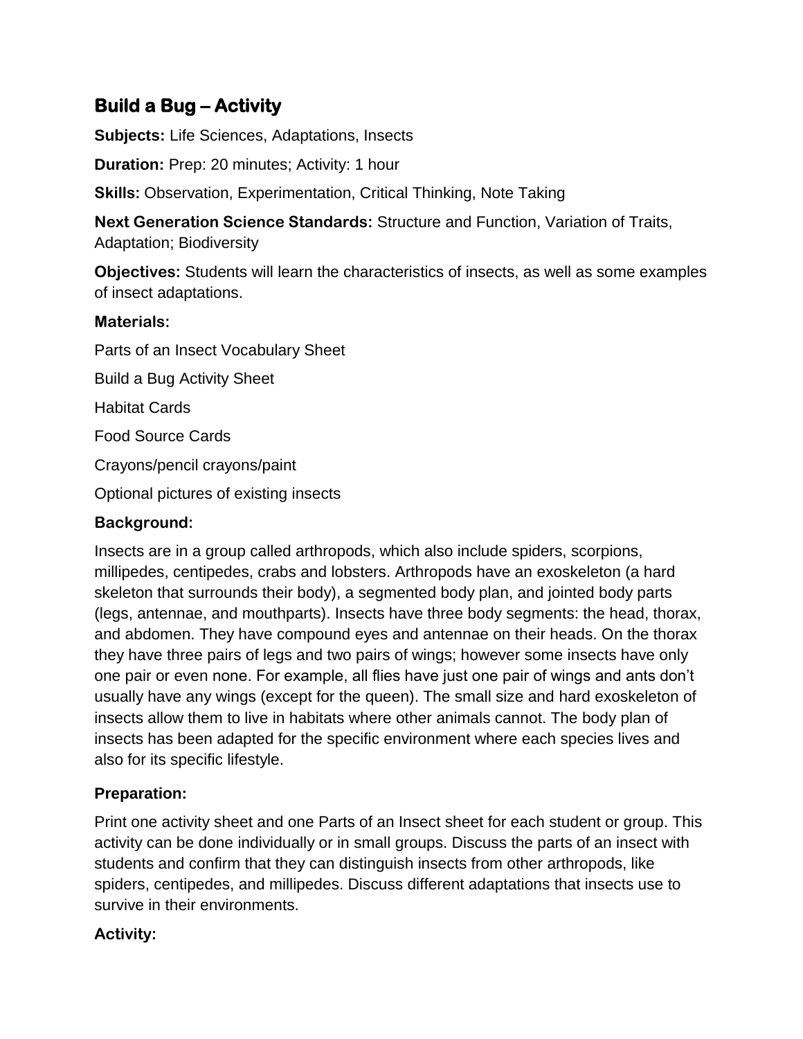# Build a Bug – Activity

**Subjects:** Life Sciences, Adaptations, Insects

**Duration:** Prep: 20 minutes; Activity: 1 hour

**Skills:** Observation, Experimentation, Critical Thinking, Note Taking

**Next Generation Science Standards:** Structure and Function, Variation of Traits, Adaptation; Biodiversity

**Objectives:** Students will learn the characteristics of insects, as well as some examples of insect adaptations.

### Materials:

Parts of an Insect Vocabulary Sheet

Build a Bug Activity Sheet

Habitat Cards

Food Source Cards

Crayons/pencil crayons/paint

Optional pictures of existing insects

### Background:

Insects are in a group called arthropods, which also include spiders, scorpions, millipedes, centipedes, crabs and lobsters. Arthropods have an exoskeleton (a hard skeleton that surrounds their body), a segmented body plan, and jointed body parts (legs, antennae, and mouthparts). Insects have three body segments: the head, thorax, and abdomen. They have compound eyes and antennae on their heads. On the thorax they have three pairs of legs and two pairs of wings; however some insects have only one pair or even none. For example, all flies have just one pair of wings and ants don't usually have any wings (except for the queen). The small size and hard exoskeleton of insects allow them to live in habitats where other animals cannot. The body plan of insects has been adapted for the specific environment where each species lives and also for its specific lifestyle.

### Preparation:

Print one activity sheet and one Parts of an Insect sheet for each student or group. This activity can be done individually or in small groups. Discuss the parts of an insect with students and confirm that they can distinguish insects from other arthropods, like spiders, centipedes, and millipedes. Discuss different adaptations that insects use to survive in their environments.

### Activity: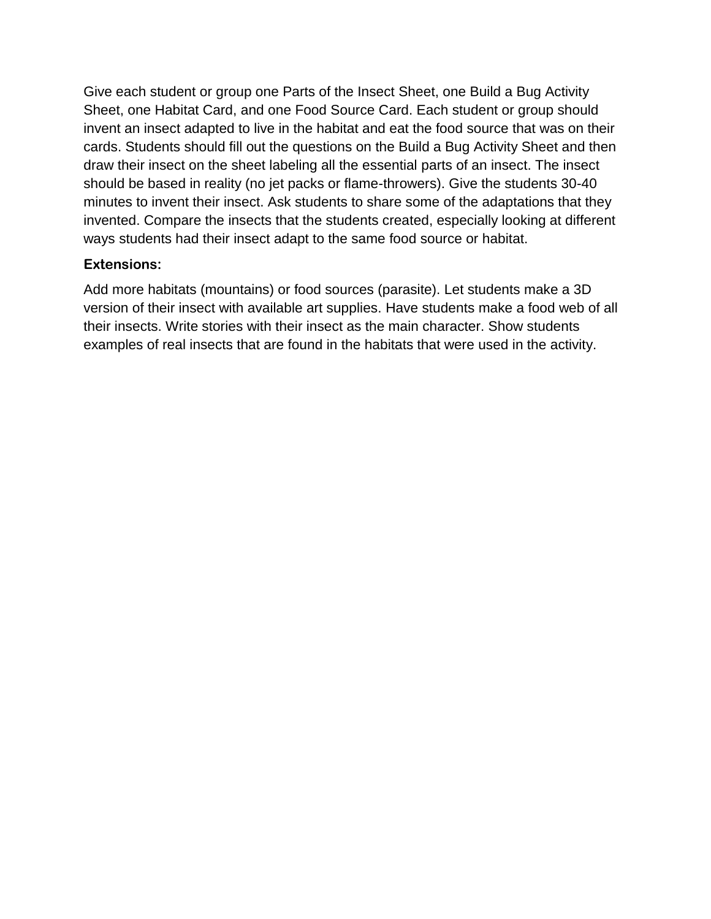Give each student or group one Parts of the Insect Sheet, one Build a Bug Activity Sheet, one Habitat Card, and one Food Source Card. Each student or group should invent an insect adapted to live in the habitat and eat the food source that was on their cards. Students should fill out the questions on the Build a Bug Activity Sheet and then draw their insect on the sheet labeling all the essential parts of an insect. The insect should be based in reality (no jet packs or flame-throwers). Give the students 30-40 minutes to invent their insect. Ask students to share some of the adaptations that they invented. Compare the insects that the students created, especially looking at different ways students had their insect adapt to the same food source or habitat.

**Extensions:**

Add more habitats (mountains) or food sources (parasite). Let students make a 3D version of their insect with available art supplies. Have students make a food web of all their insects. Write stories with their insect as the main character. Show students examples of real insects that are found in the habitats that were used in the activity.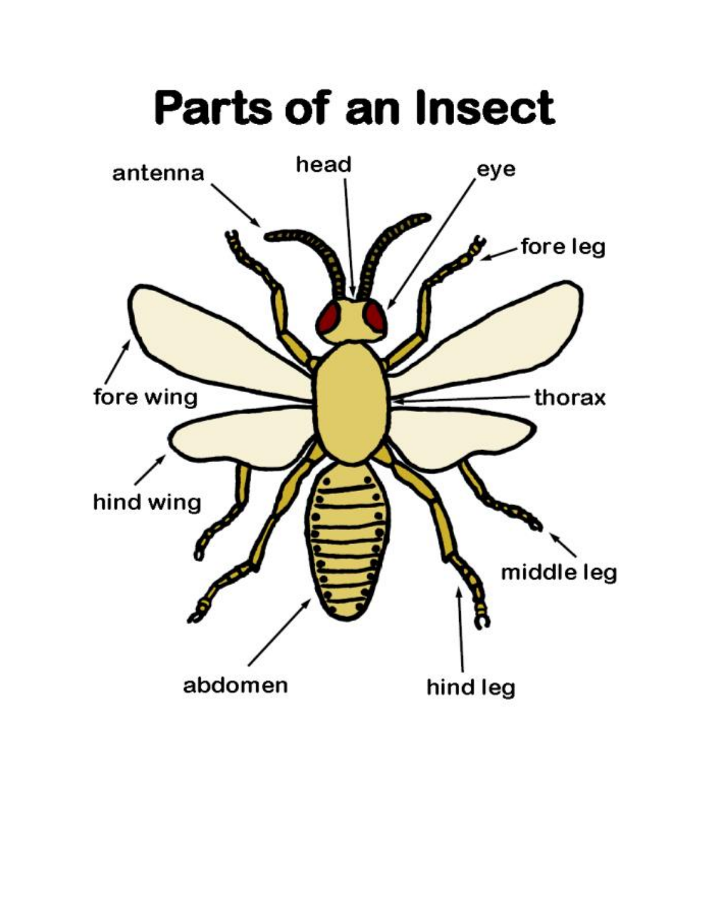# Parts of an Insect

antenna

head

eye

fore leg

fore wing

thorax

hind wing

middle leg

abdomen

hind leg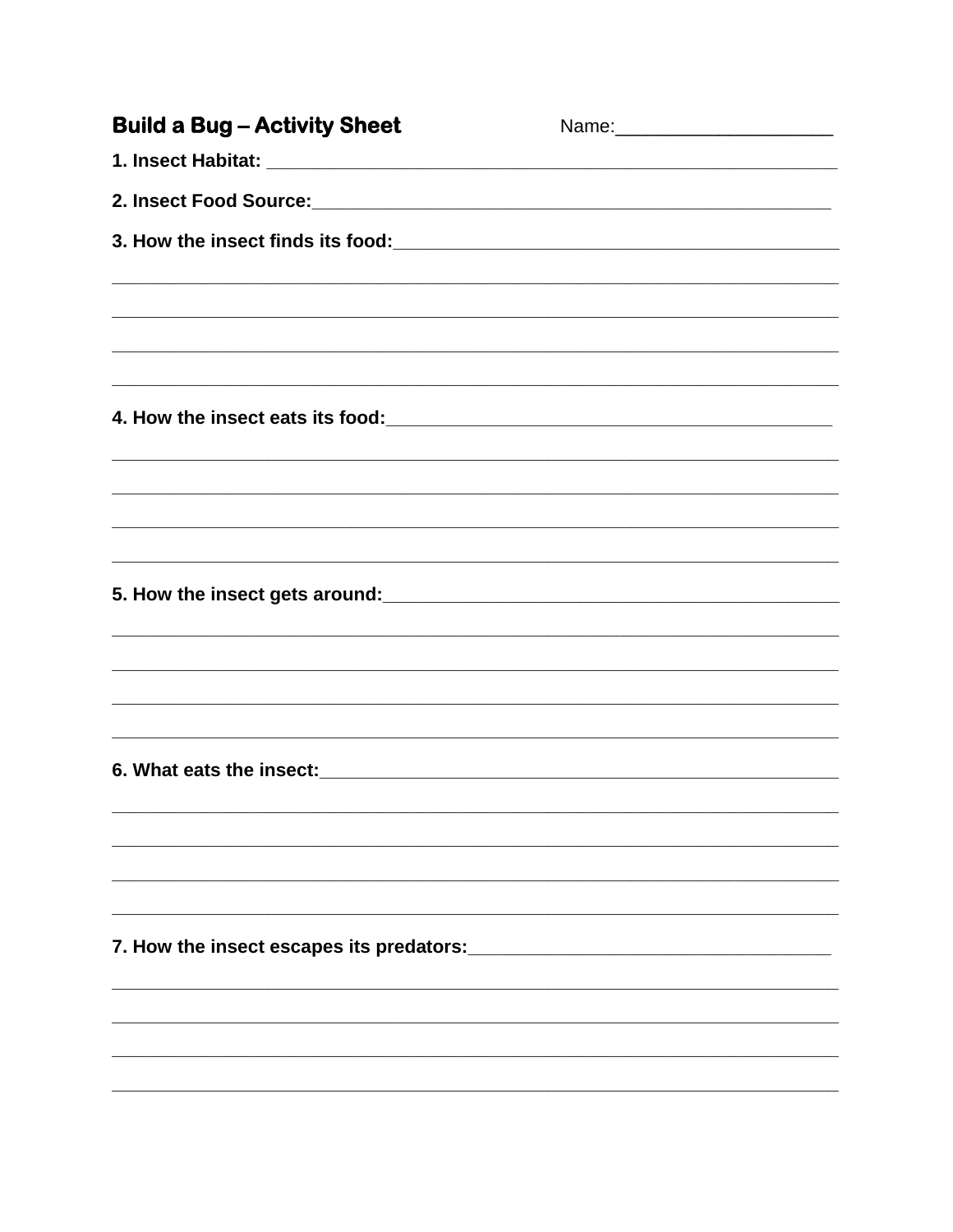**Build a Bug – Activity Sheet** Name:____________________

**1. Insect Habitat:** ________________________________________________________

**2. Insect Food Source:**___________________________________________________

**3. How the insect finds its food:**___________________________________________

______________________________________________________________________________

______________________________________________________________________________

______________________________________________________________________________

______________________________________________________________________________

**4. How the insect eats its food:**____________________________________________

______________________________________________________________________________

______________________________________________________________________________

______________________________________________________________________________

______________________________________________________________________________

**5. How the insect gets around:**_____________________________________________

______________________________________________________________________________

______________________________________________________________________________

______________________________________________________________________________

______________________________________________________________________________

**6. What eats the insect:**__________________________________________________

______________________________________________________________________________

______________________________________________________________________________

______________________________________________________________________________

______________________________________________________________________________

**7. How the insect escapes its predators:**___________________________________

______________________________________________________________________________

______________________________________________________________________________

______________________________________________________________________________

______________________________________________________________________________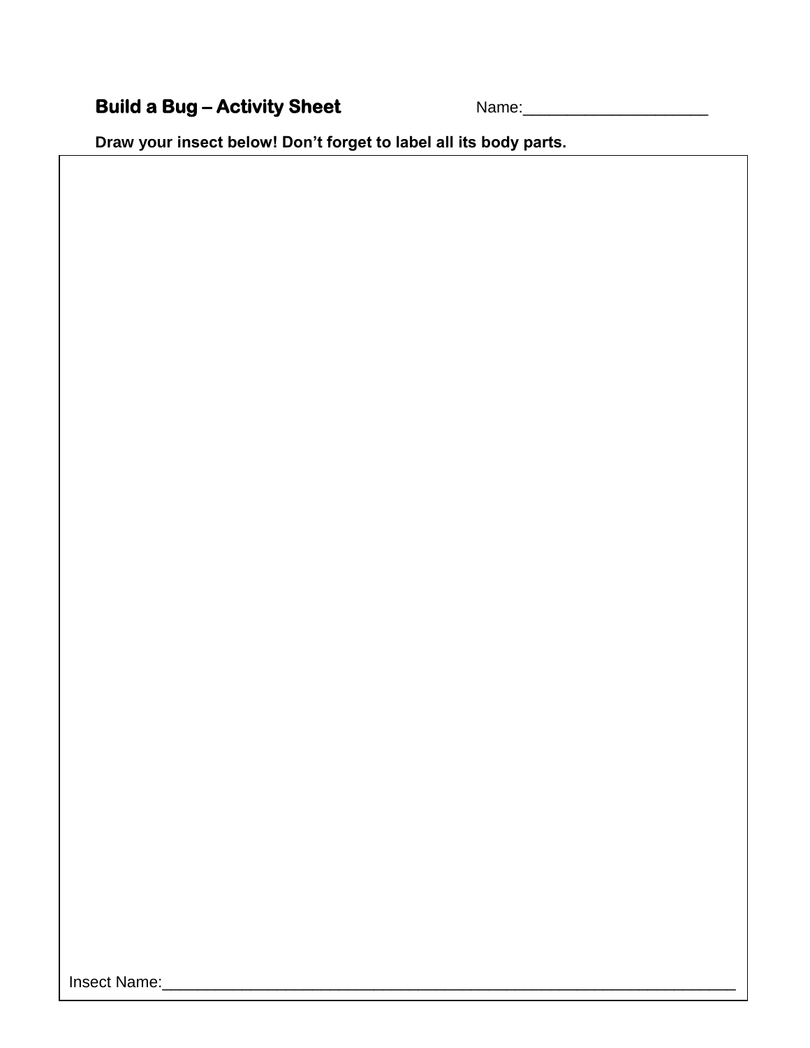**Build a Bug – Activity Sheet** Name:____________________

**Draw your insect below! Don't forget to label all its body parts.**

Insect Name:____________________________________________________________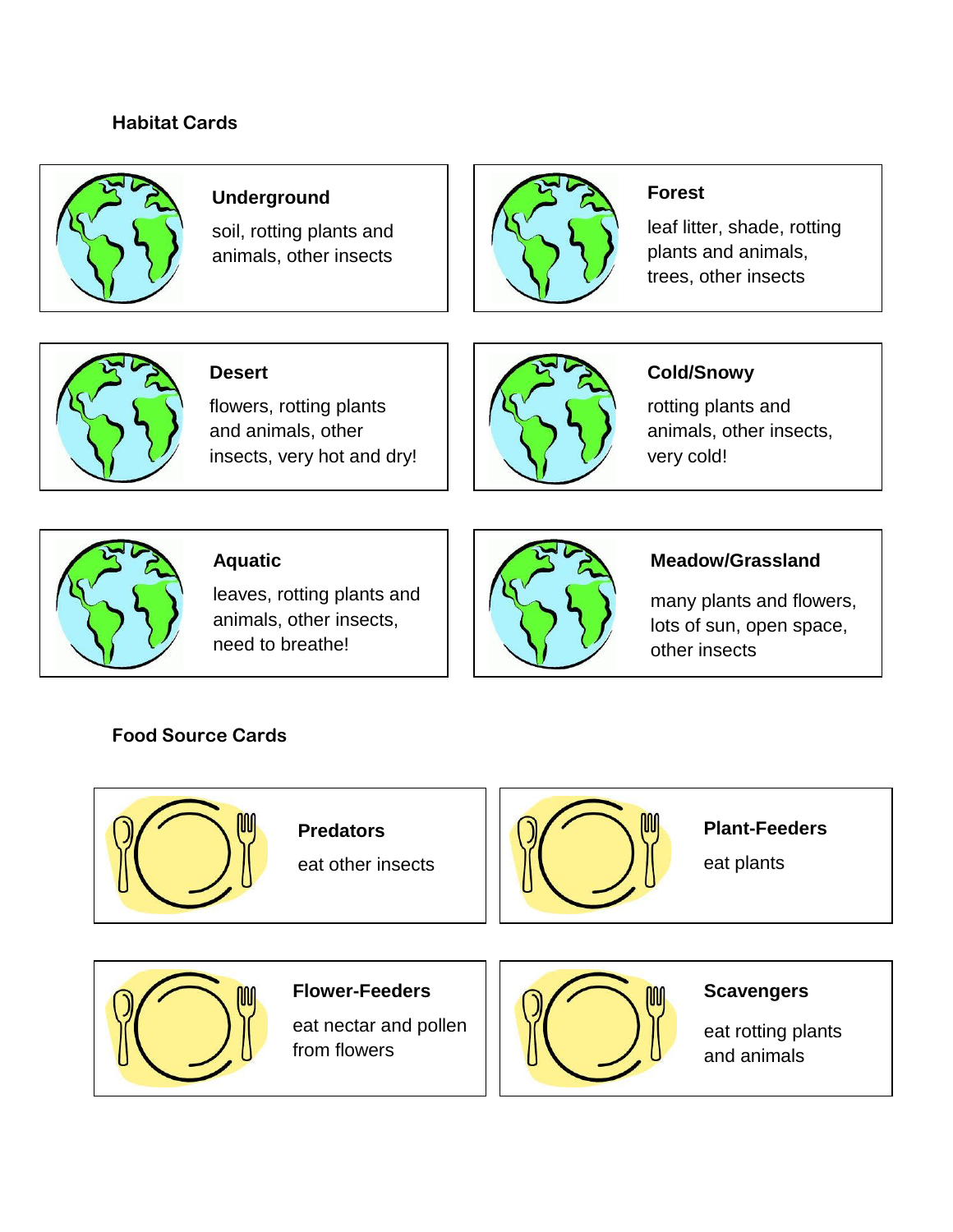## Habitat Cards

**Underground**

soil, rotting plants and animals, other insects

**Forest**

leaf litter, shade, rotting plants and animals, trees, other insects

**Desert**

flowers, rotting plants and animals, other insects, very hot and dry!

**Cold/Snowy**

rotting plants and animals, other insects, very cold!

**Aquatic**

leaves, rotting plants and animals, other insects, need to breathe!

**Meadow/Grassland**

many plants and flowers, lots of sun, open space, other insects

## Food Source Cards

**Predators**

eat other insects

**Plant-Feeders**

eat plants

**Flower-Feeders**

eat nectar and pollen from flowers

**Scavengers**

eat rotting plants and animals